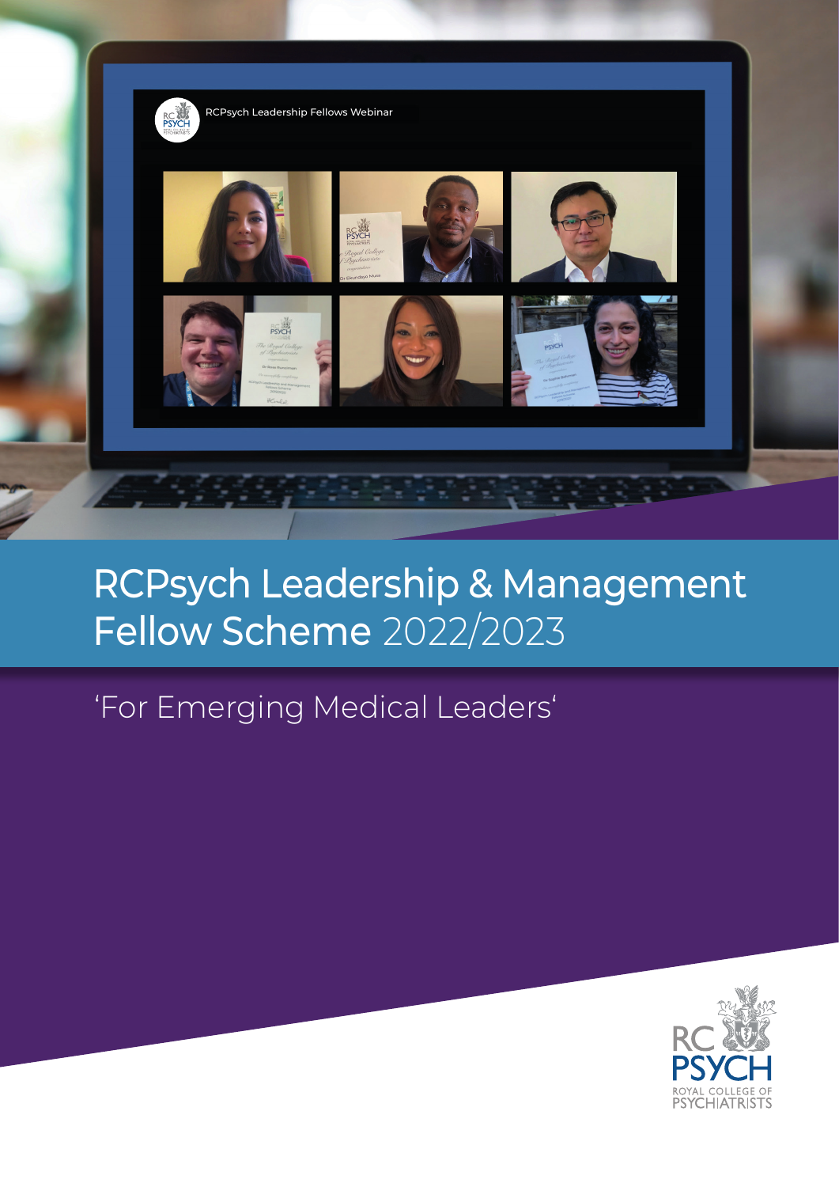# RCPsych Leadership & Management Fellow Scheme 2022/2023

'For Emerging Medical Leaders'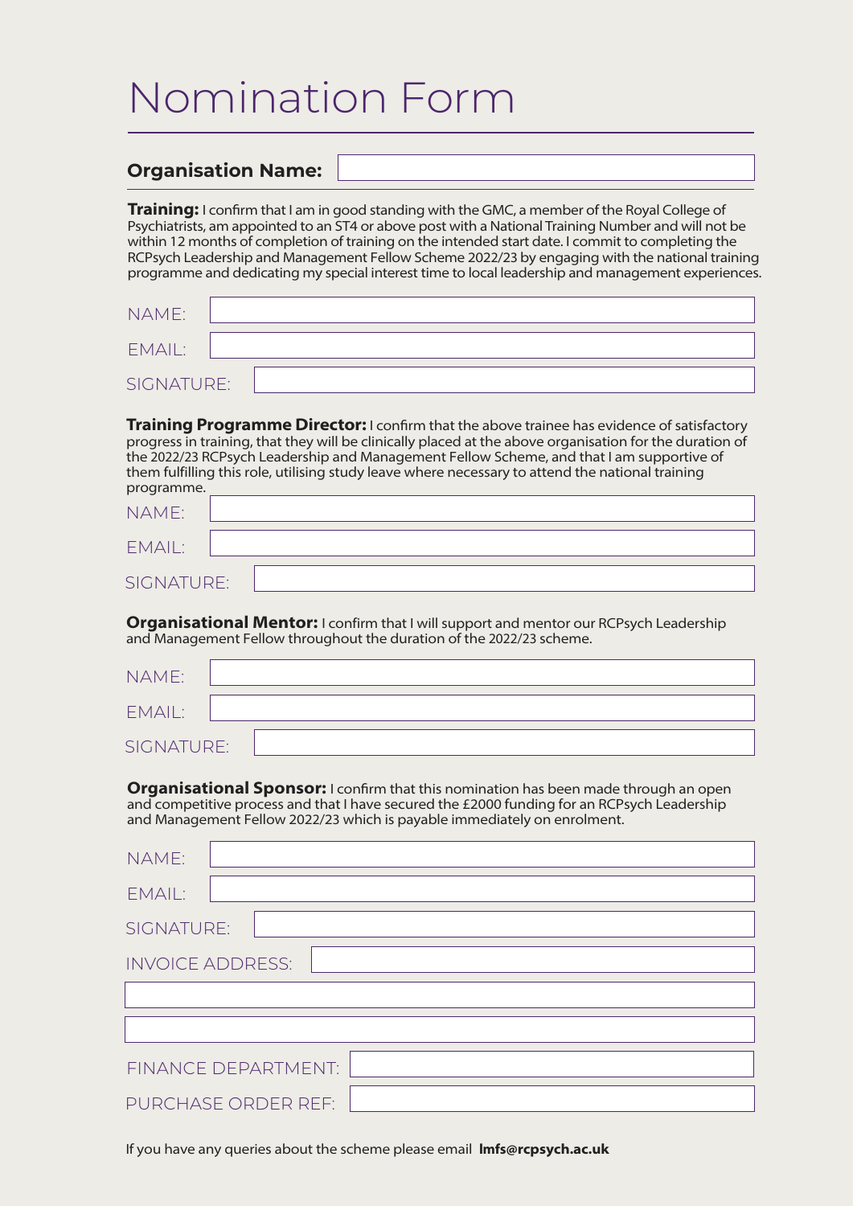# Nomination Form

**Organisation Name:**

**Training:** I confirm that I am in good standing with the GMC, a member of the Royal College of Psychiatrists, am appointed to an ST4 or above post with a National Training Number and will not be within 12 months of completion of training on the intended start date. I commit to completing the RCPsych Leadership and Management Fellow Scheme 2022/23 by engaging with the national training programme and dedicating my special interest time to local leadership and management experiences.

NAME:

EMAIL:

SIGNATURE:

**Training Programme Director:** I confirm that the above trainee has evidence of satisfactory progress in training, that they will be clinically placed at the above organisation for the duration of the 2022/23 RCPsych Leadership and Management Fellow Scheme, and that I am supportive of them fulfilling this role, utilising study leave where necessary to attend the national training programme.

NAME:

EMAIL:

SIGNATURE:

**Organisational Mentor:** I confirm that I will support and mentor our RCPsych Leadership and Management Fellow throughout the duration of the 2022/23 scheme.

NAME:

EMAIL:

SIGNATURE:

**Organisational Sponsor:** I confirm that this nomination has been made through an open and competitive process and that I have secured the £2000 funding for an RCPsych Leadership and Management Fellow 2022/23 which is payable immediately on enrolment.

NAME:

EMAIL:

SIGNATURE:

INVOICE ADDRESS:

FINANCE DEPARTMENT:

PURCHASE ORDER REF:

If you have any queries about the scheme please email **lmfs@rcpsych.ac.uk**